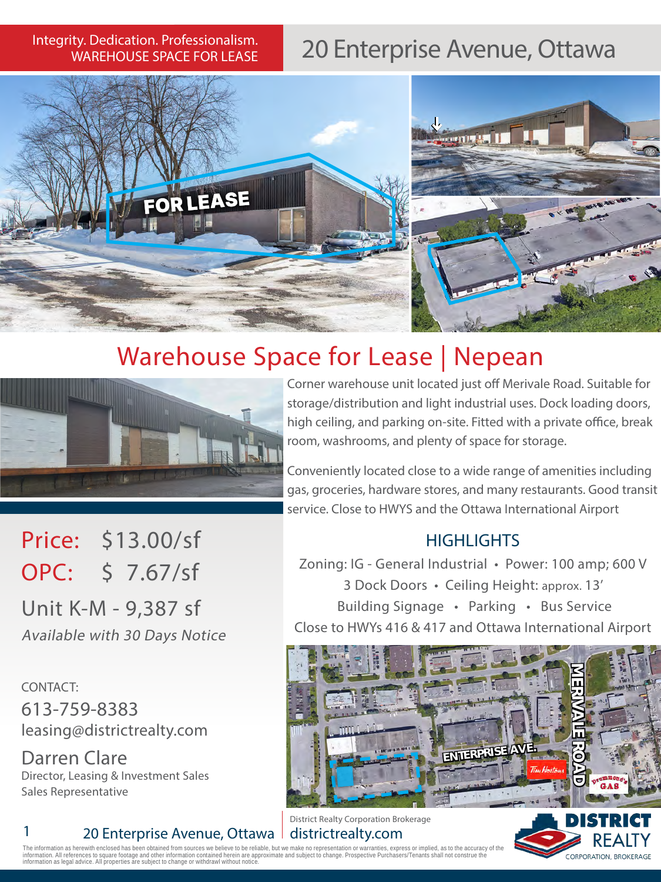Integrity. Dedication. Professionalism.
WAREHOUSE SPACE FOR LEASE

# 20 Enterprise Avenue, Ottawa

## Warehouse Space for Lease | Nepean

Corner warehouse unit located just off Merivale Road. Suitable for storage/distribution and light industrial uses. Dock loading doors, high ceiling, and parking on-site. Fitted with a private office, break room, washrooms, and plenty of space for storage.

Conveniently located close to a wide range of amenities including gas, groceries, hardware stores, and many restaurants. Good transit service. Close to HWYS and the Ottawa International Airport

**Price:** $13.00/sf

**OPC:** $ 7.67/sf

Unit K-M - 9,387 sf

*Available with 30 Days Notice*

### HIGHLIGHTS

Zoning: IG - General Industrial • Power: 100 amp; 600 V
3 Dock Doors • Ceiling Height: approx. 13'
Building Signage • Parking • Bus Service
Close to HWYs 416 & 417 and Ottawa International Airport

CONTACT:
613-759-8383
leasing@districtrealty.com

Darren Clare
Director, Leasing & Investment Sales
Sales Representative

District Realty Corporation Brokerage
districtrealty.com

The information as herewith enclosed has been obtained from sources we believe to be reliable, but we make no representation or warranties, express or implied, as to the accuracy of the information. All references to square footage and other information contained herein are approximate and subject to change. Prospective Purchasers/Tenants shall not construe the information as legal advice. All properties are subject to change or withdrawl without notice.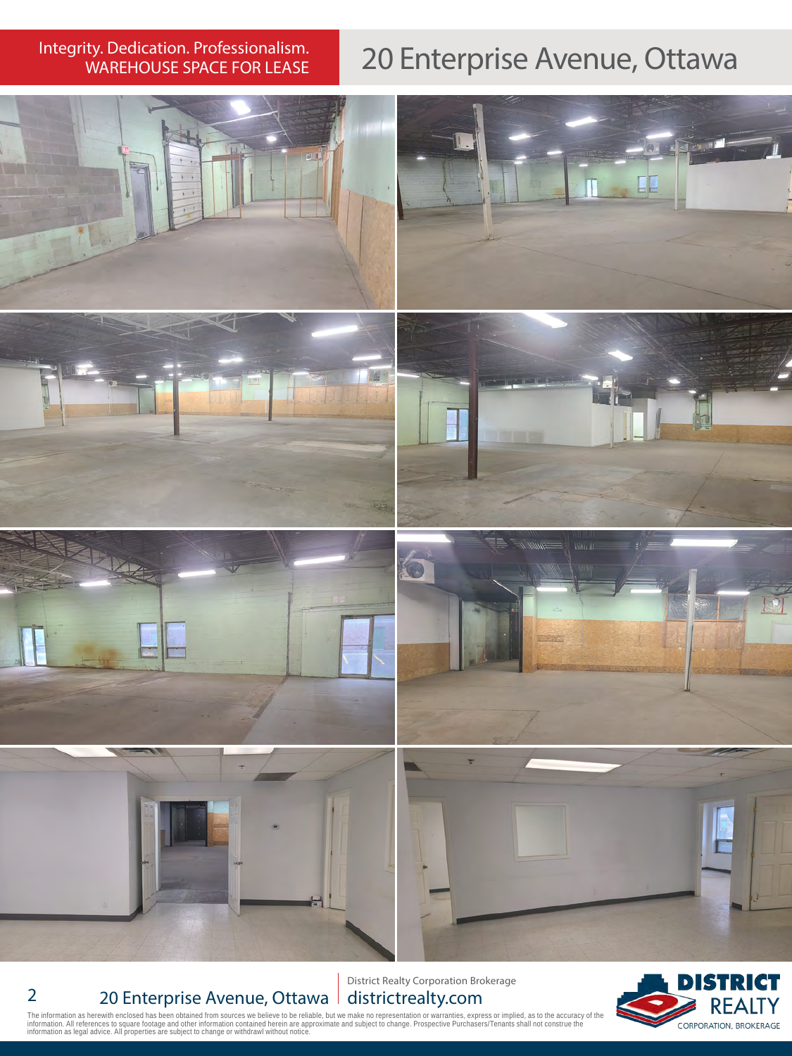Integrity. Dedication. Professionalism.
WAREHOUSE SPACE FOR LEASE

# 20 Enterprise Avenue, Ottawa

20 Enterprise Avenue, Ottawa

District Realty Corporation Brokerage
districtrealty.com

The information as herewith enclosed has been obtained from sources we believe to be reliable, but we make no representation or warranties, express or implied, as to the accuracy of the information. All references to square footage and other information contained herein are approximate and subject to change. Prospective Purchasers/Tenants shall not construe the information as legal advice. All properties are subject to change or withdrawl without notice.

DISTRICT REALTY CORPORATION, BROKERAGE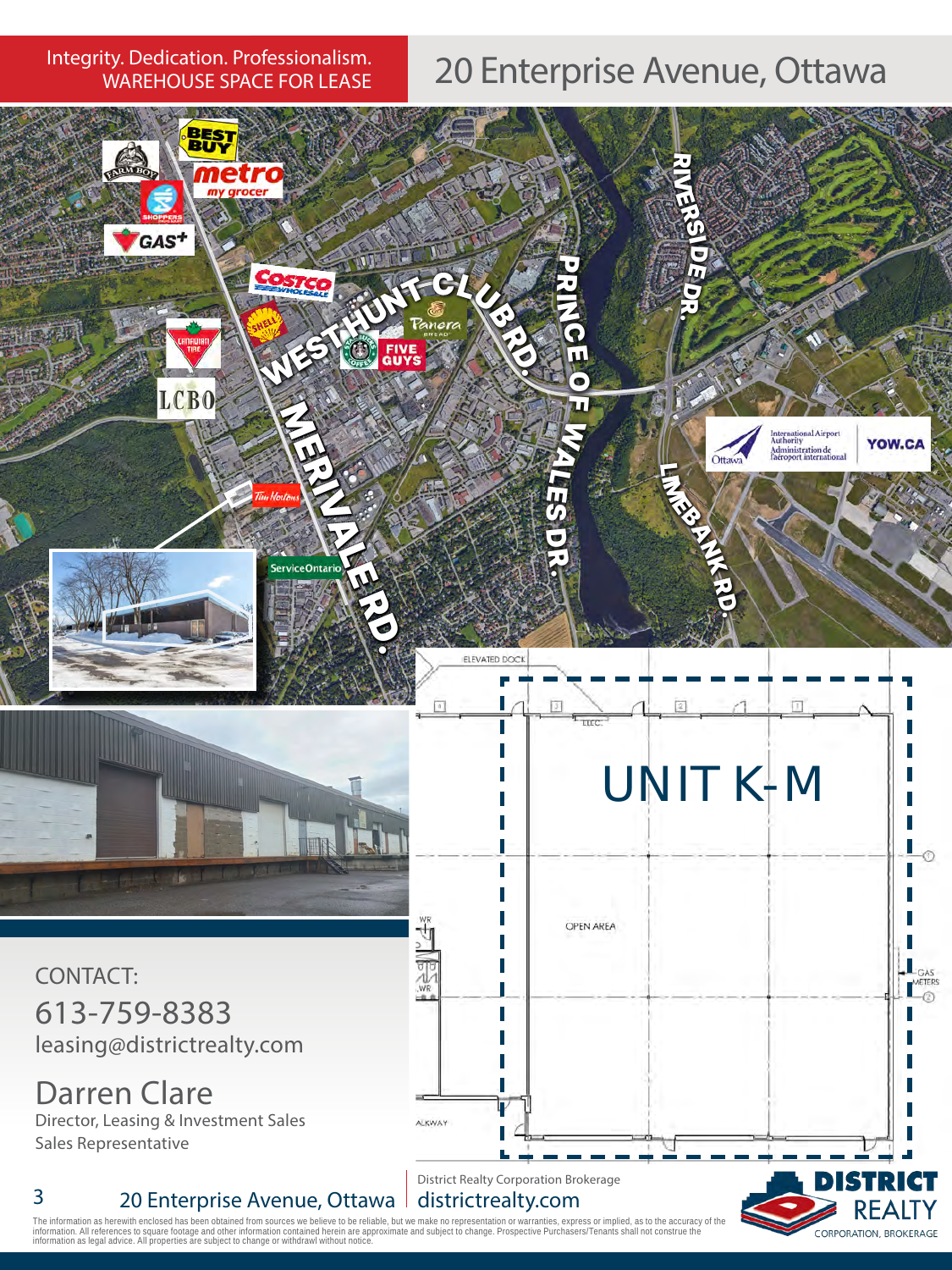Integrity. Dedication. Professionalism.
WAREHOUSE SPACE FOR LEASE

# 20 Enterprise Avenue, Ottawa

WESTHUNT CLUB RD.

PRINCE OF WALES DR.

RIVERSIDE DR.

MERIVALE RD.

LIMEBANK RD.

UNIT K-M

ELEVATED DOCK

OPEN AREA

GAS METERS

CONTACT:

613-759-8383

leasing@districtrealty.com

## Darren Clare

Director, Leasing & Investment Sales

Sales Representative

District Realty Corporation Brokerage

districtrealty.com

DISTRICT REALTY CORPORATION, BROKERAGE

The information as herewith enclosed has been obtained from sources we believe to be reliable, but we make no representation or warranties, express or implied, as to the accuracy of the information. All references to square footage and other information contained herein are approximate and subject to change. Prospective Purchasers/Tenants shall not construe the information as legal advice. All properties are subject to change or withdrawl without notice.